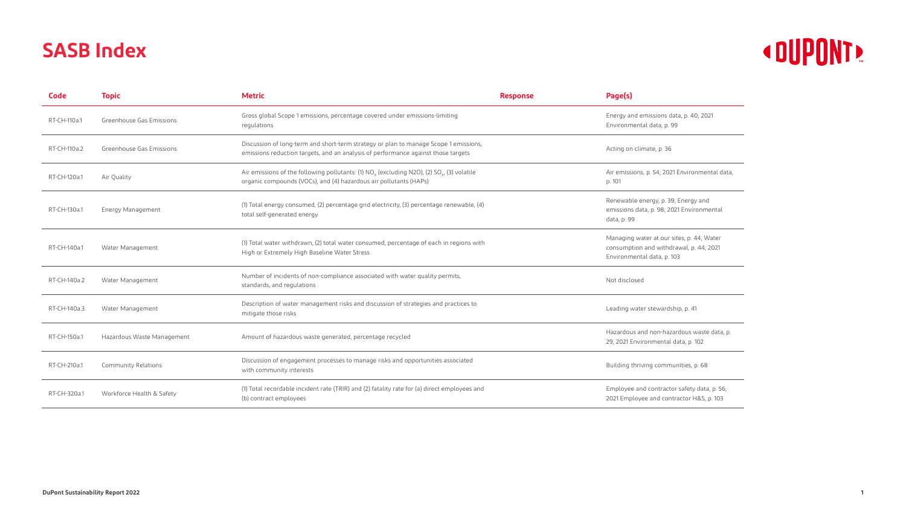# SASB Index

| Code | Topic | Metric | Response | Page(s) |
|---|---|---|---|---|
| RT-CH-110a.1 | Greenhouse Gas Emissions | Gross global Scope 1 emissions, percentage covered under emissions-limiting regulations | | Energy and emissions data, p. 40; 2021 Environmental data, p. 99 |
| RT-CH-110a.2 | Greenhouse Gas Emissions | Discussion of long-term and short-term strategy or plan to manage Scope 1 emissions, emissions reduction targets, and an analysis of performance against those targets | | Acting on climate, p. 36 |
| RT-CH-120a.1 | Air Quality | Air emissions of the following pollutants: (1) $NO_x$ (excluding N2O), (2) $SO_x$, (3) volatile organic compounds (VOCs), and (4) hazardous air pollutants (HAPs) | | Air emissions, p. 54; 2021 Environmental data, p. 101 |
| RT-CH-130a.1 | Energy Management | (1) Total energy consumed, (2) percentage grid electricity, (3) percentage renewable, (4) total self-generated energy | | Renewable energy, p. 39; Energy and emissions data, p. 98; 2021 Environmental data, p. 99 |
| RT-CH-140a.1 | Water Management | (1) Total water withdrawn, (2) total water consumed, percentage of each in regions with High or Extremely High Baseline Water Stress | | Managing water at our sites, p. 44; Water consumption and withdrawal, p. 44; 2021 Environmental data, p. 103 |
| RT-CH-140a.2 | Water Management | Number of incidents of non-compliance associated with water quality permits, standards, and regulations | | Not disclosed |
| RT-CH-140a.3 | Water Management | Description of water management risks and discussion of strategies and practices to mitigate those risks | | Leading water stewardship, p. 41 |
| RT-CH-150a.1 | Hazardous Waste Management | Amount of hazardous waste generated, percentage recycled | | Hazardous and non-hazardous waste data, p. 29; 2021 Environmental data, p. 102 |
| RT-CH-210a.1 | Community Relations | Discussion of engagement processes to manage risks and opportunities associated with community interests | | Building thriving communities, p. 68 |
| RT-CH-320a.1 | Workforce Health & Safety | (1) Total recordable incident rate (TRIR) and (2) fatality rate for (a) direct employees and (b) contract employees | | Employee and contractor safety data, p. 56; 2021 Employee and contractor H&S, p. 103 |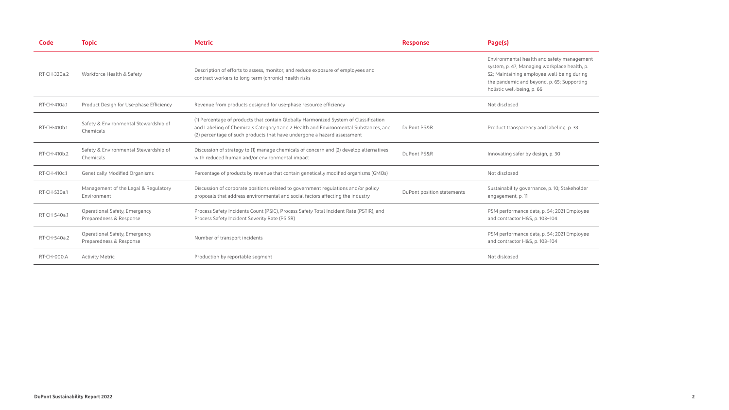| Code | Topic | Metric | Response | Page(s) |
|---|---|---|---|---|
| RT-CH-320a.2 | Workforce Health & Safety | Description of efforts to assess, monitor, and reduce exposure of employees and contract workers to long-term (chronic) health risks | | Environmental health and safety management system, p. 47; Managing workplace health, p. 52; Maintaining employee well-being during the pandemic and beyond, p. 65; Supporting holistic well-being, p. 66 |
| RT-CH-410a.1 | Product Design for Use-phase Efficiency | Revenue from products designed for use-phase resource efficiency | | Not disclosed |
| RT-CH-410b.1 | Safety & Environmental Stewardship of Chemicals | (1) Percentage of products that contain Globally Harmonized System of Classification and Labeling of Chemicals Category 1 and 2 Health and Environmental Substances, and (2) percentage of such products that have undergone a hazard assessment | DuPont PS&R | Product transparency and labeling, p. 33 |
| RT-CH-410b.2 | Safety & Environmental Stewardship of Chemicals | Discussion of strategy to (1) manage chemicals of concern and (2) develop alternatives with reduced human and/or environmental impact | DuPont PS&R | Innovating safer by design, p. 30 |
| RT-CH-410c.1 | Genetically Modified Organisms | Percentage of products by revenue that contain genetically modified organisms (GMOs) | | Not disclosed |
| RT-CH-530a.1 | Management of the Legal & Regulatory Environment | Discussion of corporate positions related to government regulations and/or policy proposals that address environmental and social factors affecting the industry | DuPont position statements | Sustainability governance, p. 10; Stakeholder engagement, p. 11 |
| RT-CH-540a.1 | Operational Safety, Emergency Preparedness & Response | Process Safety Incidents Count (PSIC), Process Safety Total Incident Rate (PSTIR), and Process Safety Incident Severity Rate (PSISR) | | PSM performance data, p. 54; 2021 Employee and contractor H&S, p. 103–104 |
| RT-CH-540a.2 | Operational Safety, Emergency Preparedness & Response | Number of transport incidents | | PSM performance data, p. 54; 2021 Employee and contractor H&S, p. 103–104 |
| RT-CH-000.A | Activity Metric | Production by reportable segment | | Not dislcosed |